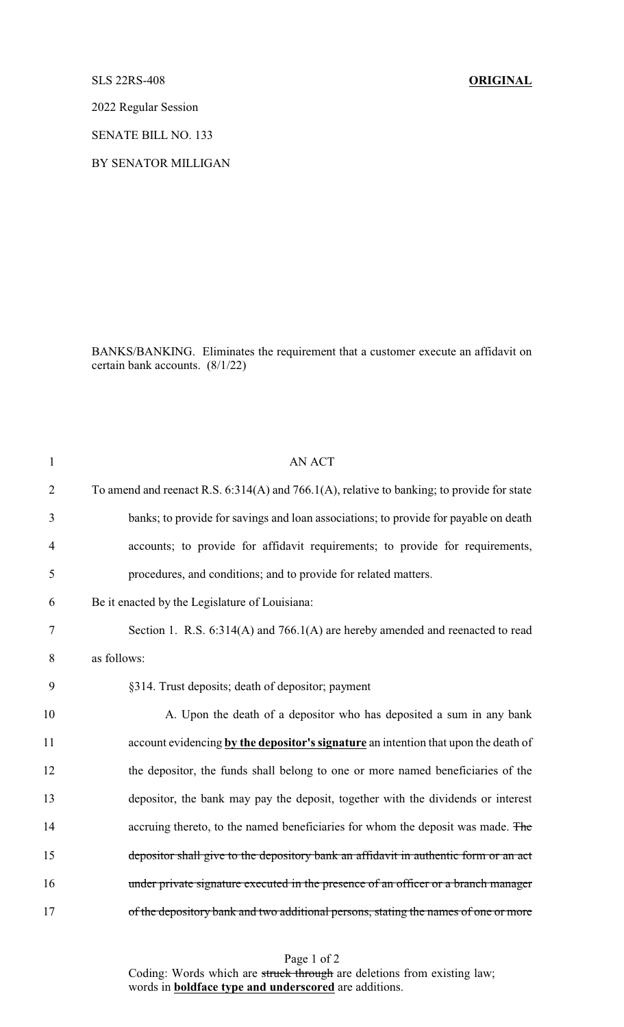SLS 22RS-408 **ORIGINAL**

2022 Regular Session

SENATE BILL NO. 133

BY SENATOR MILLIGAN

BANKS/BANKING. Eliminates the requirement that a customer execute an affidavit on certain bank accounts. (8/1/22)

AN ACT

To amend and reenact R.S. 6:314(A) and 766.1(A), relative to banking; to provide for state banks; to provide for savings and loan associations; to provide for payable on death accounts; to provide for affidavit requirements; to provide for requirements, procedures, and conditions; and to provide for related matters.

Be it enacted by the Legislature of Louisiana:

Section 1. R.S. 6:314(A) and 766.1(A) are hereby amended and reenacted to read as follows:

§314. Trust deposits; death of depositor; payment

A. Upon the death of a depositor who has deposited a sum in any bank account evidencing **by the depositor's signature** an intention that upon the death of the depositor, the funds shall belong to one or more named beneficiaries of the depositor, the bank may pay the deposit, together with the dividends or interest accruing thereto, to the named beneficiaries for whom the deposit was made. ~~The depositor shall give to the depository bank an affidavit in authentic form or an act under private signature executed in the presence of an officer or a branch manager of the depository bank and two additional persons, stating the names of one or more~~

Coding: Words which are ~~struck through~~ are deletions from existing law; words in **boldface type and underscored** are additions.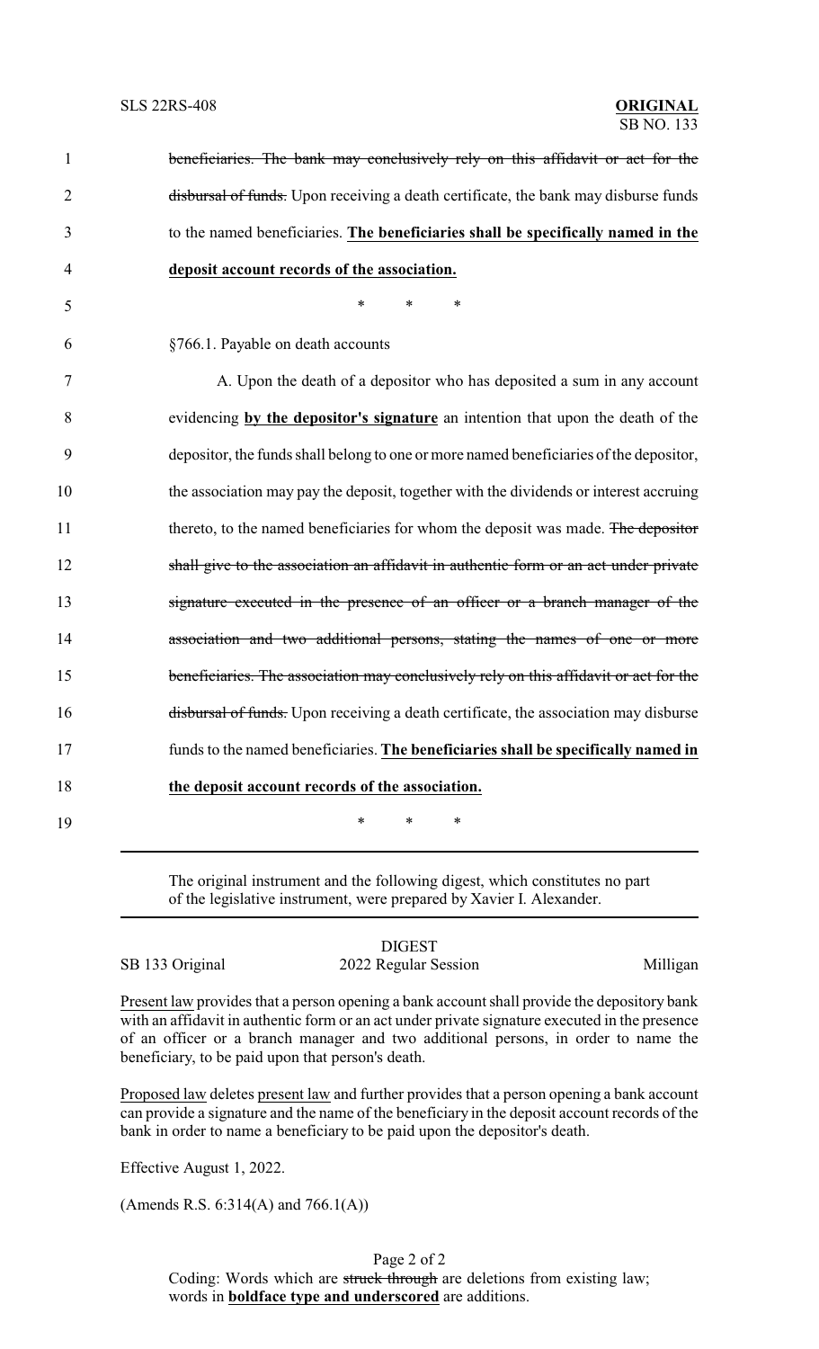beneficiaries. The bank may conclusively rely on this affidavit or act for the disbursal of funds. Upon receiving a death certificate, the bank may disburse funds to the named beneficiaries. **The beneficiaries shall be specifically named in the deposit account records of the association.**

\* \* \*

§766.1. Payable on death accounts

A. Upon the death of a depositor who has deposited a sum in any account evidencing **by the depositor's signature** an intention that upon the death of the depositor, the funds shall belong to one or more named beneficiaries of the depositor, the association may pay the deposit, together with the dividends or interest accruing thereto, to the named beneficiaries for whom the deposit was made. ~~The depositor shall give to the association an affidavit in authentic form or an act under private signature executed in the presence of an officer or a branch manager of the association and two additional persons, stating the names of one or more beneficiaries. The association may conclusively rely on this affidavit or act for the disbursal of funds.~~ Upon receiving a death certificate, the association may disburse funds to the named beneficiaries. **The beneficiaries shall be specifically named in the deposit account records of the association.**

\* \* \*

The original instrument and the following digest, which constitutes no part of the legislative instrument, were prepared by Xavier I. Alexander.

DIGEST

SB 133 Original — 2022 Regular Session — Milligan

Present law provides that a person opening a bank account shall provide the depository bank with an affidavit in authentic form or an act under private signature executed in the presence of an officer or a branch manager and two additional persons, in order to name the beneficiary, to be paid upon that person's death.

Proposed law deletes present law and further provides that a person opening a bank account can provide a signature and the name of the beneficiary in the deposit account records of the bank in order to name a beneficiary to be paid upon the depositor's death.

Effective August 1, 2022.

(Amends R.S. 6:314(A) and 766.1(A))

Coding: Words which are ~~struck through~~ are deletions from existing law; words in **boldface type and underscored** are additions.